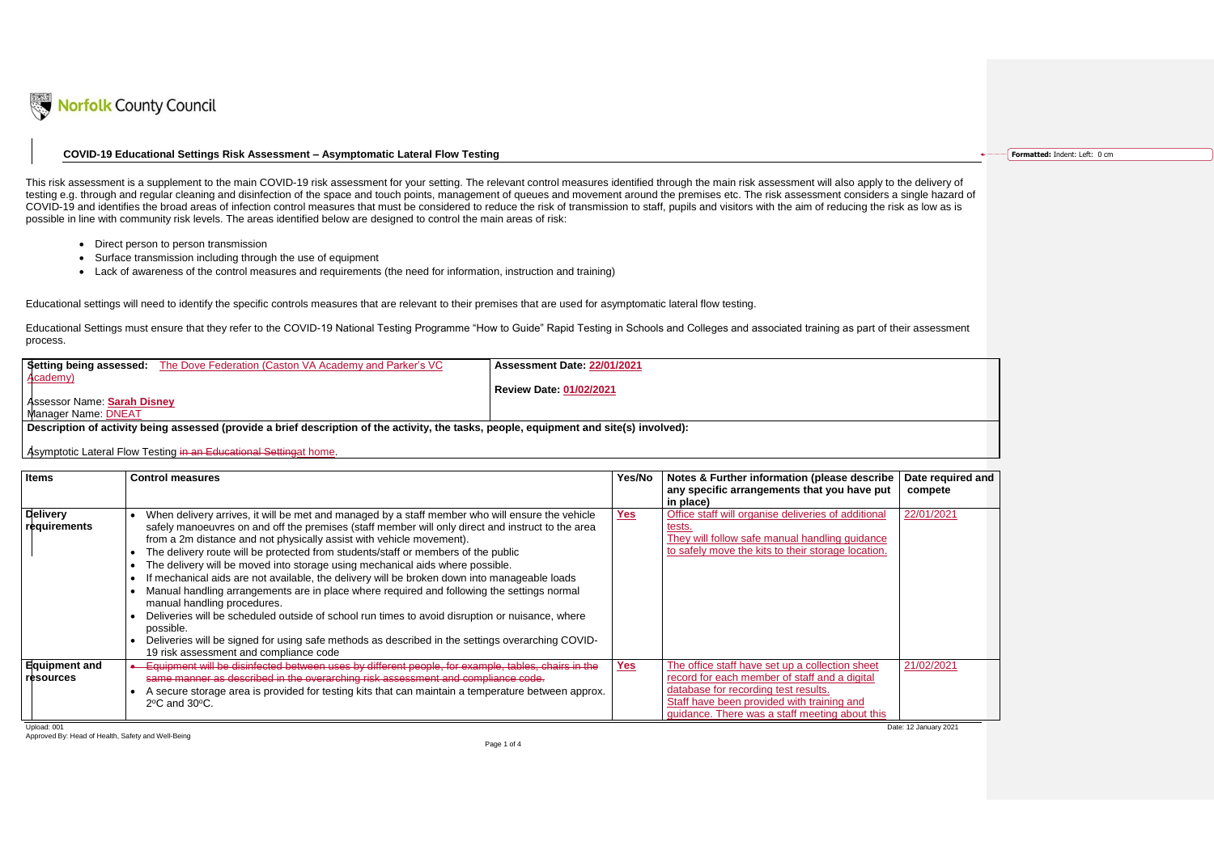Norfolk County Council

### COVID-19 Educational Settings Risk Assessment – Asymptomatic Lateral Flow Testing

This risk assessment is a supplement to the main COVID-19 risk assessment for your setting. The relevant control measures identified through the main risk assessment will also apply to the delivery of testing e.g. through and regular cleaning and disinfection of the space and touch points, management of queues and movement around the premises etc. The risk assessment considers a single hazard of COVID-19 and identifies the broad areas of infection control measures that must be considered to reduce the risk of transmission to staff, pupils and visitors with the aim of reducing the risk as low as is possible in line with community risk levels. The areas identified below are designed to control the main areas of risk:

- Direct person to person transmission
- Surface transmission including through the use of equipment
- Lack of awareness of the control measures and requirements (the need for information, instruction and training)

Educational settings will need to identify the specific controls measures that are relevant to their premises that are used for asymptomatic lateral flow testing.

Educational Settings must ensure that they refer to the COVID-19 National Testing Programme "How to Guide" Rapid Testing in Schools and Colleges and associated training as part of their assessment process.

| **Setting being assessed:** The Dove Federation (Caston VA Academy and Parker's VC Academy)<br>Assessor Name: **Sarah Disney**<br>Manager Name: DNEAT | **Assessment Date: 22/01/2021**<br>**Review Date: 01/02/2021** |
|---|---|
| **Description of activity being assessed (provide a brief description of the activity, the tasks, people, equipment and site(s) involved):**<br>Asymptotic Lateral Flow Testing ~~in an Educational Setting~~at home. | |

| Items | Control measures | Yes/No | Notes & Further information (please describe any specific arrangements that you have put in place) | Date required and compete |
|---|---|---|---|---|
| **Delivery requirements** | • When delivery arrives, it will be met and managed by a staff member who will ensure the vehicle safely manoeuvres on and off the premises (staff member will only direct and instruct to the area from a 2m distance and not physically assist with vehicle movement).<br>• The delivery route will be protected from students/staff or members of the public<br>• The delivery will be moved into storage using mechanical aids where possible.<br>• If mechanical aids are not available, the delivery will be broken down into manageable loads<br>• Manual handling arrangements are in place where required and following the settings normal manual handling procedures.<br>• Deliveries will be scheduled outside of school run times to avoid disruption or nuisance, where possible.<br>• Deliveries will be signed for using safe methods as described in the settings overarching COVID-19 risk assessment and compliance code | **Yes** | Office staff will organise deliveries of additional tests.<br>They will follow safe manual handling guidance to safely move the kits to their storage location. | 22/01/2021 |
| **Equipment and resources** | • ~~Equipment will be disinfected between uses by different people, for example, tables, chairs in the same manner as described in the overarching risk assessment and compliance code.~~<br>• A secure storage area is provided for testing kits that can maintain a temperature between approx. 2°C and 30°C. | **Yes** | The office staff have set up a collection sheet record for each member of staff and a digital database for recording test results.<br>Staff have been provided with training and guidance. There was a staff meeting about this | 21/02/2021 |

Upload: 001
Approved By: Head of Health, Safety and Well-Being
Date: 12 January 2021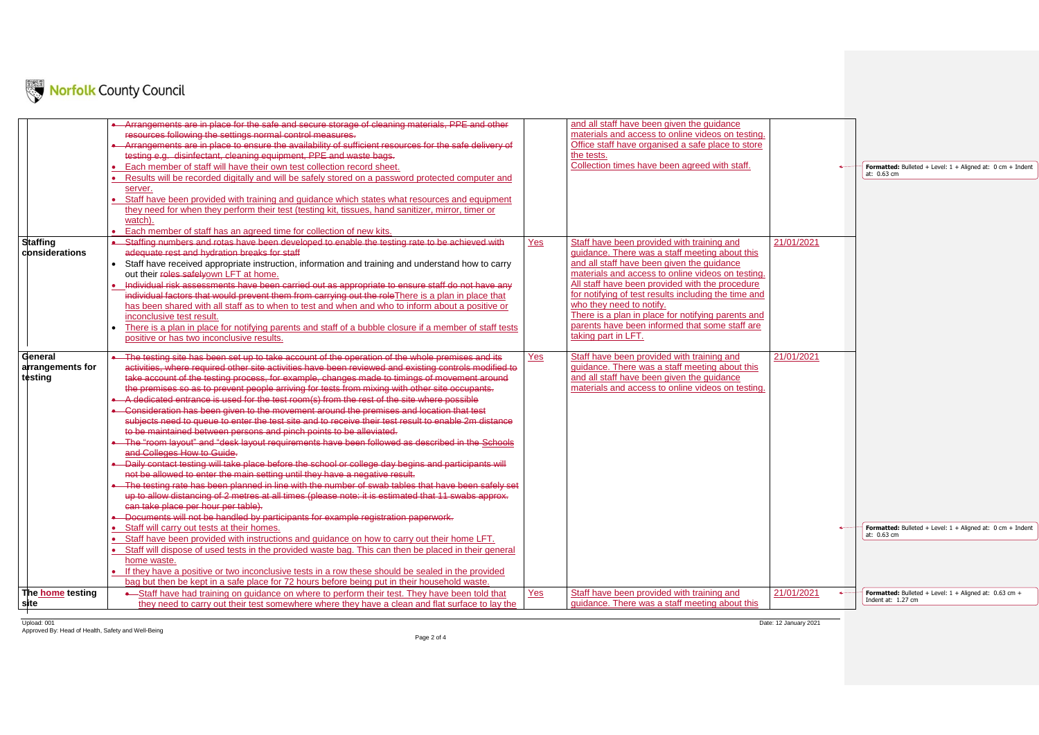| | | | | |
|---|---|---|---|---|
| | • Arrangements are in place for the safe and secure storage of cleaning materials, PPE and other resources following the settings normal control measures.<br>• Arrangements are in place to ensure the availability of sufficient resources for the safe delivery of testing e.g. disinfectant, cleaning equipment, PPE and waste bags.<br>• Each member of staff will have their own test collection record sheet.<br>• Results will be recorded digitally and will be safely stored on a password protected computer and server.<br>• Staff have been provided with training and guidance which states what resources and equipment they need for when they perform their test (testing kit, tissues, hand sanitizer, mirror, timer or watch).<br>• Each member of staff has an agreed time for collection of new kits. | | and all staff have been given the guidance materials and access to online videos on testing. Office staff have organised a safe place to store the tests.<br>Collection times have been agreed with staff. | |
| **Staffing considerations** | • Staffing numbers and rotas have been developed to enable the testing rate to be achieved with adequate rest and hydration breaks for staff<br>• Staff have received appropriate instruction, information and training and understand how to carry out their roles safelyown LFT at home.<br>• Individual risk assessments have been carried out as appropriate to ensure staff do not have any individual factors that would prevent them from carrying out the roleThere is a plan in place that has been shared with all staff as to when to test and when and who to inform about a positive or inconclusive test result.<br>• There is a plan in place for notifying parents and staff of a bubble closure if a member of staff tests positive or has two inconclusive results. | Yes | Staff have been provided with training and guidance. There was a staff meeting about this and all staff have been given the guidance materials and access to online videos on testing. All staff have been provided with the procedure for notifying of test results including the time and who they need to notify.<br>There is a plan in place for notifying parents and parents have been informed that some staff are taking part in LFT. | 21/01/2021 |
| **General arrangements for testing** | • The testing site has been set up to take account of the operation of the whole premises and its activities, where required other site activities have been reviewed and existing controls modified to take account of the testing process, for example, changes made to timings of movement around the premises so as to prevent people arriving for tests from mixing with other site occupants.<br>• A dedicated entrance is used for the test room(s) from the rest of the site where possible<br>• Consideration has been given to the movement around the premises and location that test subjects need to queue to enter the test site and to receive their test result to enable 2m distance to be maintained between persons and pinch points to be alleviated.<br>• The "room layout" and "desk layout requirements have been followed as described in the Schools and Colleges How to Guide.<br>• Daily contact testing will take place before the school or college day begins and participants will not be allowed to enter the main setting until they have a negative result.<br>• The testing rate has been planned in line with the number of swab tables that have been safely set up to allow distancing of 2 metres at all times (please note: it is estimated that 11 swabs approx. can take place per hour per table).<br>• Documents will not be handled by participants for example registration paperwork.<br>• Staff will carry out tests at their homes.<br>• Staff have been provided with instructions and guidance on how to carry out their home LFT.<br>• Staff will dispose of used tests in the provided waste bag. This can then be placed in their general home waste.<br>• If they have a positive or two inconclusive tests in a row these should be sealed in the provided bag but then be kept in a safe place for 72 hours before being put in their household waste. | Yes | Staff have been provided with training and guidance. There was a staff meeting about this and all staff have been given the guidance materials and access to online videos on testing. | 21/01/2021 |
| **The home testing site** | • Staff have had training on guidance on where to perform their test. They have been told that they need to carry out their test somewhere where they have a clean and flat surface to lay the | Yes | Staff have been provided with training and guidance. There was a staff meeting about this | 21/01/2021 |

Upload: 001
Approved By: Head of Health, Safety and Well-Being

Date: 12 January 2021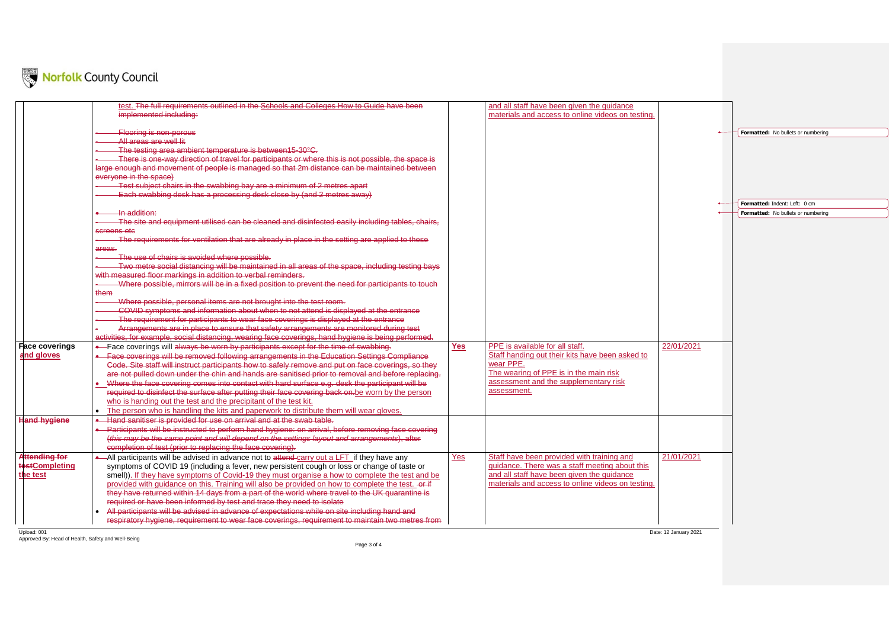| | | | | |
|---|---|---|---|---|
| | test. The full requirements outlined in the Schools and Colleges How to Guide have been implemented including:<br><br>- Flooring is non-porous<br>- All areas are well lit<br>- The testing area ambient temperature is between15-30°C.<br>- There is one-way direction of travel for participants or where this is not possible, the space is large enough and movement of people is managed so that 2m distance can be maintained between everyone in the space)<br>- Test subject chairs in the swabbing bay are a minimum of 2 metres apart<br>- Each swabbing desk has a processing desk close by (and 2 metres away)<br><br>- In addition:<br>- The site and equipment utilised can be cleaned and disinfected easily including tables, chairs, screens etc<br>- The requirements for ventilation that are already in place in the setting are applied to these areas.<br>- The use of chairs is avoided where possible.<br>- Two metre social distancing will be maintained in all areas of the space, including testing bays with measured floor markings in addition to verbal reminders.<br>- Where possible, mirrors will be in a fixed position to prevent the need for participants to touch them<br>- Where possible, personal items are not brought into the test room.<br>- COVID symptoms and information about when to not attend is displayed at the entrance<br>- The requirement for participants to wear face coverings is displayed at the entrance<br>- Arrangements are in place to ensure that safety arrangements are monitored during test activities, for example, social distancing, wearing face coverings, hand hygiene is being performed. | | and all staff have been given the guidance materials and access to online videos on testing. | |
| **Face coverings and gloves** | - Face coverings will always be worn by participants except for the time of swabbing.<br>- Face coverings will be removed following arrangements in the Education Settings Compliance Code. Site staff will instruct participants how to safely remove and put on face coverings, so they are not pulled down under the chin and hands are sanitised prior to removal and before replacing.<br>- Where the face covering comes into contact with hard surface e.g. desk the participant will be required to disinfect the surface after putting their face covering back on.be worn by the person who is handing out the test and the precipitant of the test kit.<br>- The person who is handling the kits and paperwork to distribute them will wear gloves. | **Yes** | PPE is available for all staff.<br>Staff handing out their kits have been asked to wear PPE.<br>The wearing of PPE is in the main risk assessment and the supplementary risk assessment. | 22/01/2021 |
| **Hand hygiene** | - Hand sanitiser is provided for use on arrival and at the swab table.<br>- Participants will be instructed to perform hand hygiene: on arrival, before removing face covering (*this may be the same point and will depend on the settings layout and arrangements*), after completion of test (prior to replacing the face covering). | | | |
| **Attending for testCompleting the test** | - All participants will be advised in advance not to attend carry out a LFT if they have any symptoms of COVID 19 (including a fever, new persistent cough or loss or change of taste or smell)). If they have symptoms of Covid-19 they must organise a how to complete the test and be provided with guidance on this. Training will also be provided on how to complete the test. or if they have returned within 14 days from a part of the world where travel to the UK quarantine is required or have been informed by test and trace they need to isolate<br>- All participants will be advised in advance of expectations while on site including hand and respiratory hygiene, requirement to wear face coverings, requirement to maintain two metres from | Yes | Staff have been provided with training and guidance. There was a staff meeting about this and all staff have been given the guidance materials and access to online videos on testing. | 21/01/2021 |

Formatted: No bullets or numbering

Formatted: Indent: Left: 0 cm

Formatted: No bullets or numbering

Upload: 001
Approved By: Head of Health, Safety and Well-Being

Date: 12 January 2021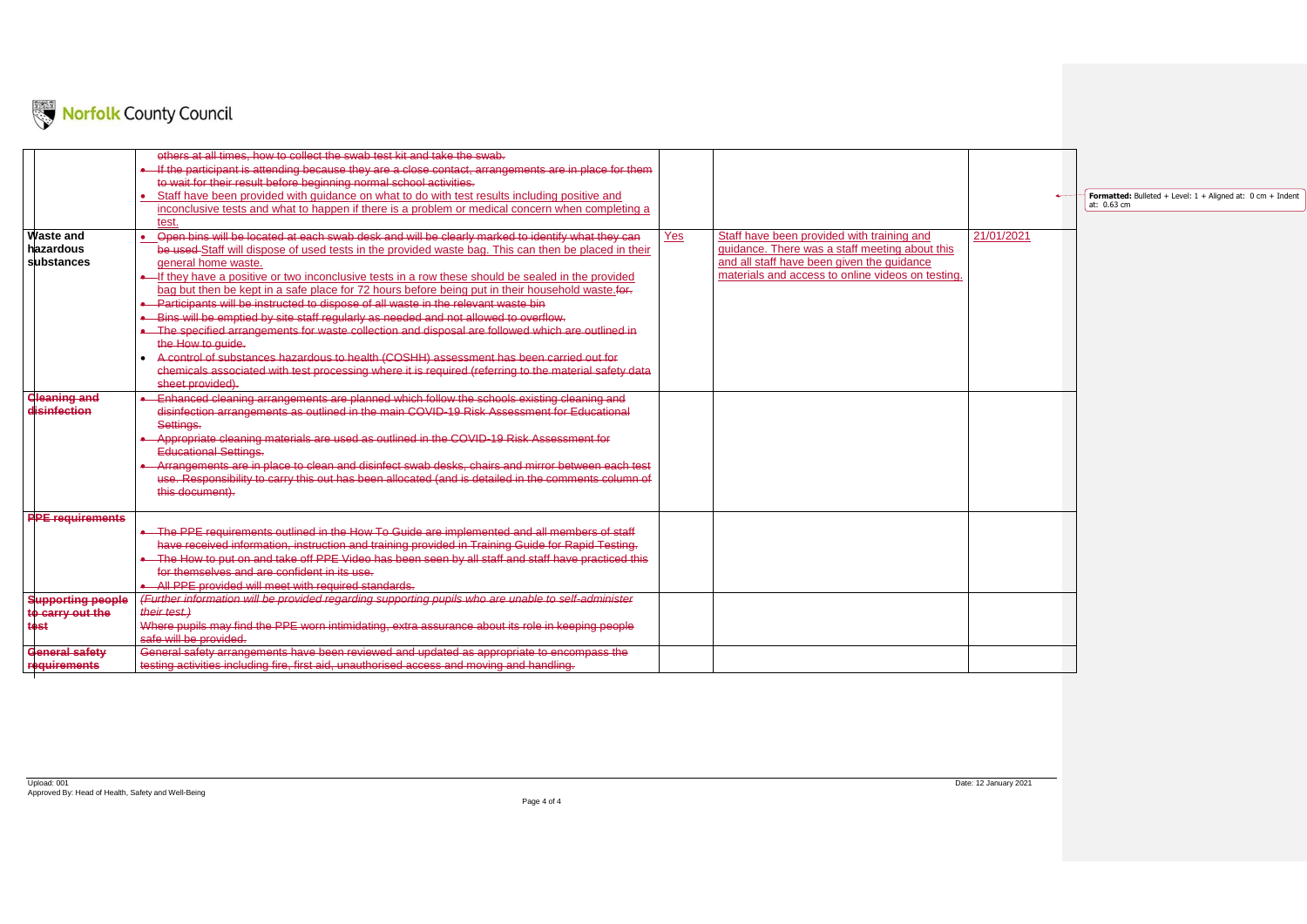| | | | | |
|---|---|---|---|---|
| | • others at all times, how to collect the swab test kit and take the swab.<br>• If the participant is attending because they are a close contact, arrangements are in place for them to wait for their result before beginning normal school activities.<br>• Staff have been provided with guidance on what to do with test results including positive and inconclusive tests and what to happen if there is a problem or medical concern when completing a test. | | | |
| **Waste and hazardous substances** | • Open bins will be located at each swab desk and will be clearly marked to identify what they can be used. Staff will dispose of used tests in the provided waste bag. This can then be placed in their general home waste.<br>• If they have a positive or two inconclusive tests in a row these should be sealed in the provided bag but then be kept in a safe place for 72 hours before being put in their household waste.for.<br>• Participants will be instructed to dispose of all waste in the relevant waste bin<br>• Bins will be emptied by site staff regularly as needed and not allowed to overflow.<br>• The specified arrangements for waste collection and disposal are followed which are outlined in the How to guide.<br>• A control of substances hazardous to health (COSHH) assessment has been carried out for chemicals associated with test processing where it is required (referring to the material safety data sheet provided). | Yes | Staff have been provided with training and guidance. There was a staff meeting about this and all staff have been given the guidance materials and access to online videos on testing. | 21/01/2021 |
| **Cleaning and disinfection** | • Enhanced cleaning arrangements are planned which follow the schools existing cleaning and disinfection arrangements as outlined in the main COVID-19 Risk Assessment for Educational Settings.<br>• Appropriate cleaning materials are used as outlined in the COVID-19 Risk Assessment for Educational Settings.<br>• Arrangements are in place to clean and disinfect swab desks, chairs and mirror between each test use. Responsibility to carry this out has been allocated (and is detailed in the comments column of this document). | | | |
| **PPE requirements** | • The PPE requirements outlined in the How To Guide are implemented and all members of staff have received information, instruction and training provided in Training Guide for Rapid Testing.<br>• The How to put on and take off PPE Video has been seen by all staff and staff have practiced this for themselves and are confident in its use.<br>• All PPE provided will meet with required standards. | | | |
| **Supporting people to carry out the test** | *(Further information will be provided regarding supporting pupils who are unable to self-administer their test.)*<br>Where pupils may find the PPE worn intimidating, extra assurance about its role in keeping people safe will be provided. | | | |
| **General safety requirements** | General safety arrangements have been reviewed and updated as appropriate to encompass the testing activities including fire, first aid, unauthorised access and moving and handling. | | | |

**Formatted:** Bulleted + Level: 1 + Aligned at: 0 cm + Indent at: 0.63 cm